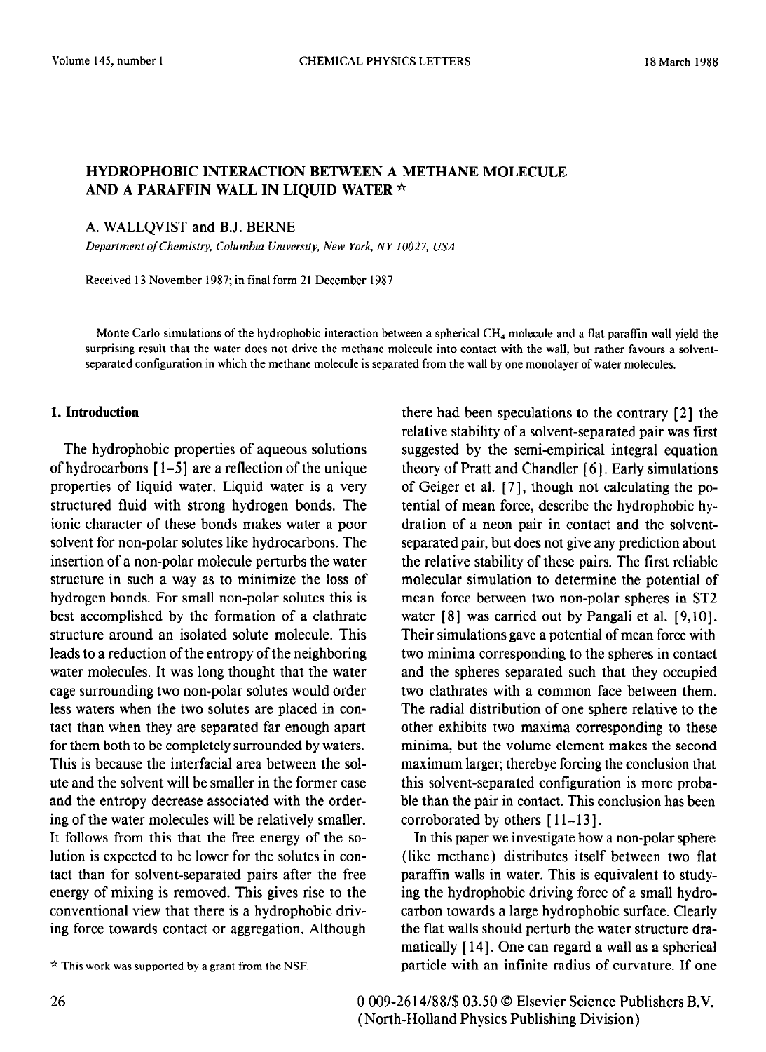# HYDROPHOBIC INTERACTION BETWEEN A METHANE MOLECULE AND A PARAFFIN WALL IN LIQUID WATER ☆

A. WALLQVIST and B.J. BERNE

*Department of Chemistry, Columbia University, New York, NY 10027, USA*

Received 13 November 1987; in final form 21 December 1987

Monte Carlo simulations of the hydrophobic interaction between a spherical $CH_4$ molecule and a flat paraffin wall yield the surprising result that the water does not drive the methane molecule into contact with the wall, but rather favours a solvent-separated configuration in which the methane molecule is separated from the wall by one monolayer of water molecules.

## 1. Introduction

The hydrophobic properties of aqueous solutions of hydrocarbons [1–5] are a reflection of the unique properties of liquid water. Liquid water is a very structured fluid with strong hydrogen bonds. The ionic character of these bonds makes water a poor solvent for non-polar solutes like hydrocarbons. The insertion of a non-polar molecule perturbs the water structure in such a way as to minimize the loss of hydrogen bonds. For small non-polar solutes this is best accomplished by the formation of a clathrate structure around an isolated solute molecule. This leads to a reduction of the entropy of the neighboring water molecules. It was long thought that the water cage surrounding two non-polar solutes would order less waters when the two solutes are placed in contact than when they are separated far enough apart for them both to be completely surrounded by waters. This is because the interfacial area between the solute and the solvent will be smaller in the former case and the entropy decrease associated with the ordering of the water molecules will be relatively smaller. It follows from this that the free energy of the solution is expected to be lower for the solutes in contact than for solvent-separated pairs after the free energy of mixing is removed. This gives rise to the conventional view that there is a hydrophobic driving force towards contact or aggregation. Although there had been speculations to the contrary [2] the relative stability of a solvent-separated pair was first suggested by the semi-empirical integral equation theory of Pratt and Chandler [6]. Early simulations of Geiger et al. [7], though not calculating the potential of mean force, describe the hydrophobic hydration of a neon pair in contact and the solvent-separated pair, but does not give any prediction about the relative stability of these pairs. The first reliable molecular simulation to determine the potential of mean force between two non-polar spheres in ST2 water [8] was carried out by Pangali et al. [9,10]. Their simulations gave a potential of mean force with two minima corresponding to the spheres in contact and the spheres separated such that they occupied two clathrates with a common face between them. The radial distribution of one sphere relative to the other exhibits two maxima corresponding to these minima, but the volume element makes the second maximum larger; therebye forcing the conclusion that this solvent-separated configuration is more probable than the pair in contact. This conclusion has been corroborated by others [11–13].

In this paper we investigate how a non-polar sphere (like methane) distributes itself between two flat paraffin walls in water. This is equivalent to studying the hydrophobic driving force of a small hydrocarbon towards a large hydrophobic surface. Clearly the flat walls should perturb the water structure dramatically [14]. One can regard a wall as a spherical particle with an infinite radius of curvature. If one

☆ This work was supported by a grant from the NSF.

0 009-2614/88/$ 03.50 © Elsevier Science Publishers B.V. (North-Holland Physics Publishing Division)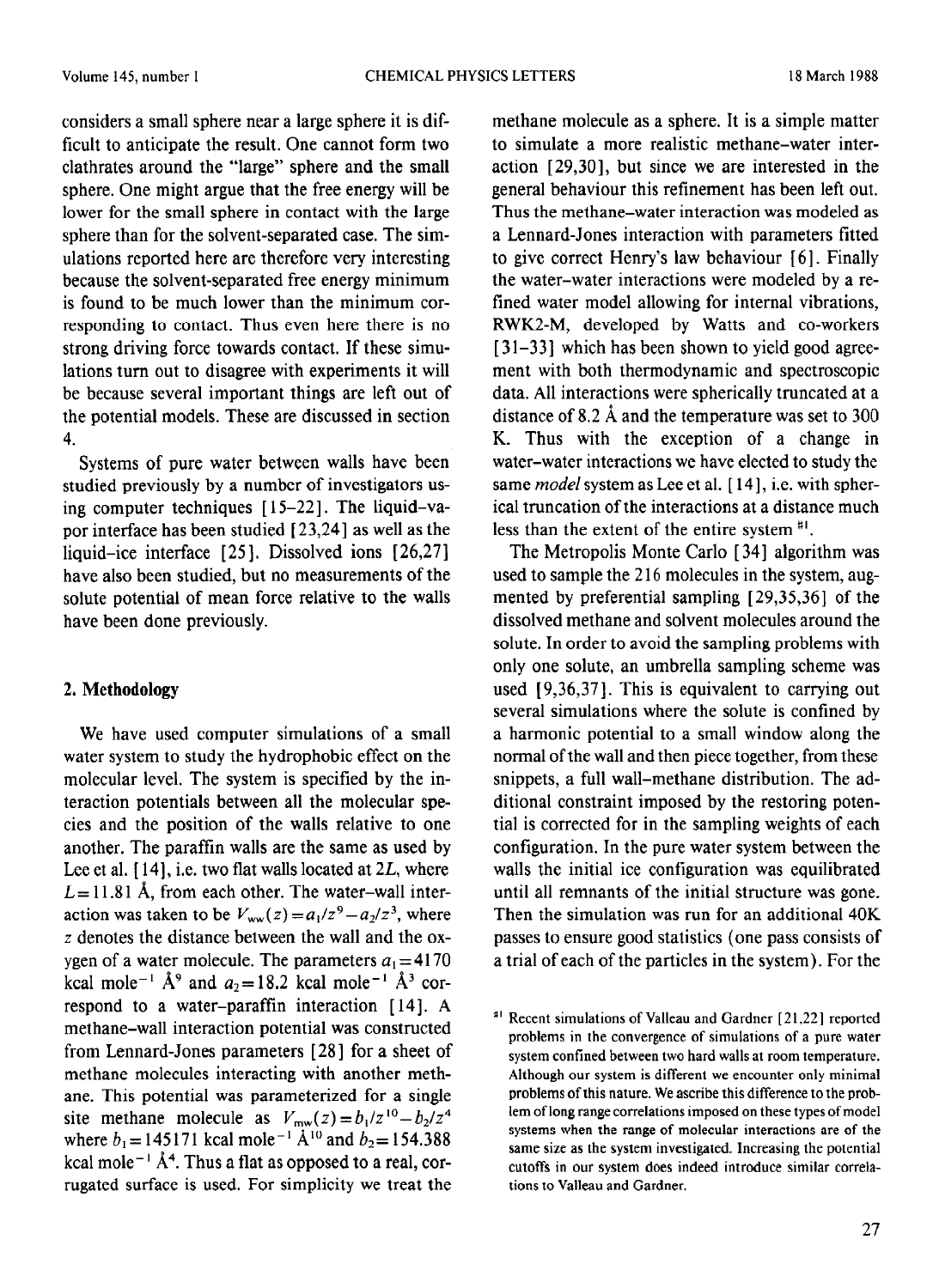considers a small sphere near a large sphere it is difficult to anticipate the result. One cannot form two clathrates around the "large" sphere and the small sphere. One might argue that the free energy will be lower for the small sphere in contact with the large sphere than for the solvent-separated case. The simulations reported here are therefore very interesting because the solvent-separated free energy minimum is found to be much lower than the minimum corresponding to contact. Thus even here there is no strong driving force towards contact. If these simulations turn out to disagree with experiments it will be because several important things are left out of the potential models. These are discussed in section 4.

Systems of pure water between walls have been studied previously by a number of investigators using computer techniques [15–22]. The liquid–vapor interface has been studied [23,24] as well as the liquid–ice interface [25]. Dissolved ions [26,27] have also been studied, but no measurements of the solute potential of mean force relative to the walls have been done previously.

## 2. Methodology

We have used computer simulations of a small water system to study the hydrophobic effect on the molecular level. The system is specified by the interaction potentials between all the molecular species and the position of the walls relative to one another. The paraffin walls are the same as used by Lee et al. [14], i.e. two flat walls located at $2L$, where $L = 11.81$ Å, from each other. The water–wall interaction was taken to be $V_{ww}(z) = a_1/z^9 - a_2/z^3$, where $z$ denotes the distance between the wall and the oxygen of a water molecule. The parameters $a_1 = 4170$ kcal mole$^{-1}$ Å$^9$ and $a_2 = 18.2$ kcal mole$^{-1}$ Å$^3$ correspond to a water–paraffin interaction [14]. A methane–wall interaction potential was constructed from Lennard-Jones parameters [28] for a sheet of methane molecules interacting with another methane. This potential was parameterized for a single site methane molecule as $V_{mw}(z) = b_1/z^{10} - b_2/z^4$ where $b_1 = 145171$ kcal mole$^{-1}$ Å$^{10}$ and $b_2 = 154.388$ kcal mole$^{-1}$ Å$^4$. Thus a flat as opposed to a real, corrugated surface is used. For simplicity we treat the methane molecule as a sphere. It is a simple matter to simulate a more realistic methane–water interaction [29,30], but since we are interested in the general behaviour this refinement has been left out. Thus the methane–water interaction was modeled as a Lennard-Jones interaction with parameters fitted to give correct Henry's law behaviour [6]. Finally the water–water interactions were modeled by a refined water model allowing for internal vibrations, RWK2-M, developed by Watts and co-workers [31–33] which has been shown to yield good agreement with both thermodynamic and spectroscopic data. All interactions were spherically truncated at a distance of 8.2 Å and the temperature was set to 300 K. Thus with the exception of a change in water–water interactions we have elected to study the same *model* system as Lee et al. [14], i.e. with spherical truncation of the interactions at a distance much less than the extent of the entire system [#1].

The Metropolis Monte Carlo [34] algorithm was used to sample the 216 molecules in the system, augmented by preferential sampling [29,35,36] of the dissolved methane and solvent molecules around the solute. In order to avoid the sampling problems with only one solute, an umbrella sampling scheme was used [9,36,37]. This is equivalent to carrying out several simulations where the solute is confined by a harmonic potential to a small window along the normal of the wall and then piece together, from these snippets, a full wall–methane distribution. The additional constraint imposed by the restoring potential is corrected for in the sampling weights of each configuration. In the pure water system between the walls the initial ice configuration was equilibrated until all remnants of the initial structure was gone. Then the simulation was run for an additional 40K passes to ensure good statistics (one pass consists of a trial of each of the particles in the system). For the

[#1] Recent simulations of Valleau and Gardner [21,22] reported problems in the convergence of simulations of a pure water system confined between two hard walls at room temperature. Although our system is different we encounter only minimal problems of this nature. We ascribe this difference to the problem of long range correlations imposed on these types of model systems when the range of molecular interactions are of the same size as the system investigated. Increasing the potential cutoffs in our system does indeed introduce similar correlations to Valleau and Gardner.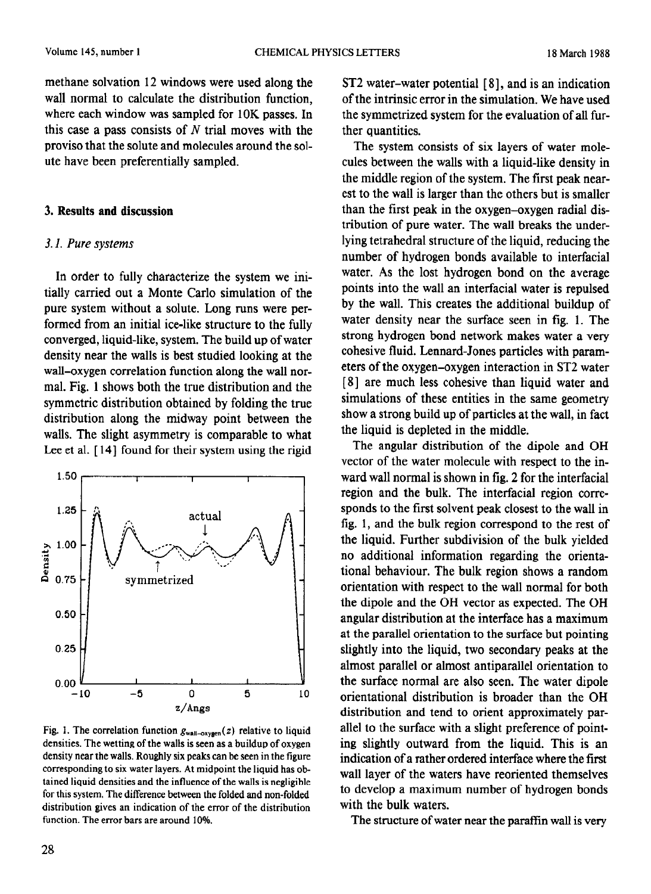methane solvation 12 windows were used along the wall normal to calculate the distribution function, where each window was sampled for 10K passes. In this case a pass consists of $N$ trial moves with the proviso that the solute and molecules around the solute have been preferentially sampled.

## 3. Results and discussion

### 3.1. Pure systems

In order to fully characterize the system we initially carried out a Monte Carlo simulation of the pure system without a solute. Long runs were performed from an initial ice-like structure to the fully converged, liquid-like, system. The build up of water density near the walls is best studied looking at the wall–oxygen correlation function along the wall normal. Fig. 1 shows both the true distribution and the symmetric distribution obtained by folding the true distribution along the midway point between the walls. The slight asymmetry is comparable to what Lee et al. [14] found for their system using the rigid ST2 water–water potential [8], and is an indication of the intrinsic error in the simulation. We have used the symmetrized system for the evaluation of all further quantities.

Fig. 1. The correlation function $g_{\text{wall–oxygen}}(z)$ relative to liquid densities. The wetting of the walls is seen as a buildup of oxygen density near the walls. Roughly six peaks can be seen in the figure corresponding to six water layers. At midpoint the liquid has obtained liquid densities and the influence of the walls is negligible for this system. The difference between the folded and non-folded distribution gives an indication of the error of the distribution function. The error bars are around 10%.

The system consists of six layers of water molecules between the walls with a liquid-like density in the middle region of the system. The first peak nearest to the wall is larger than the others but is smaller than the first peak in the oxygen–oxygen radial distribution of pure water. The wall breaks the underlying tetrahedral structure of the liquid, reducing the number of hydrogen bonds available to interfacial water. As the lost hydrogen bond on the average points into the wall an interfacial water is repulsed by the wall. This creates the additional buildup of water density near the surface seen in fig. 1. The strong hydrogen bond network makes water a very cohesive fluid. Lennard-Jones particles with parameters of the oxygen–oxygen interaction in ST2 water [8] are much less cohesive than liquid water and simulations of these entities in the same geometry show a strong build up of particles at the wall, in fact the liquid is depleted in the middle.

The angular distribution of the dipole and OH vector of the water molecule with respect to the inward wall normal is shown in fig. 2 for the interfacial region and the bulk. The interfacial region corresponds to the first solvent peak closest to the wall in fig. 1, and the bulk region correspond to the rest of the liquid. Further subdivision of the bulk yielded no additional information regarding the orientational behaviour. The bulk region shows a random orientation with respect to the wall normal for both the dipole and the OH vector as expected. The OH angular distribution at the interface has a maximum at the parallel orientation to the surface but pointing slightly into the liquid, two secondary peaks at the almost parallel or almost antiparallel orientation to the surface normal are also seen. The water dipole orientational distribution is broader than the OH distribution and tend to orient approximately parallel to the surface with a slight preference of pointing slightly outward from the liquid. This is an indication of a rather ordered interface where the first wall layer of the waters have reoriented themselves to develop a maximum number of hydrogen bonds with the bulk waters.

The structure of water near the paraffin wall is very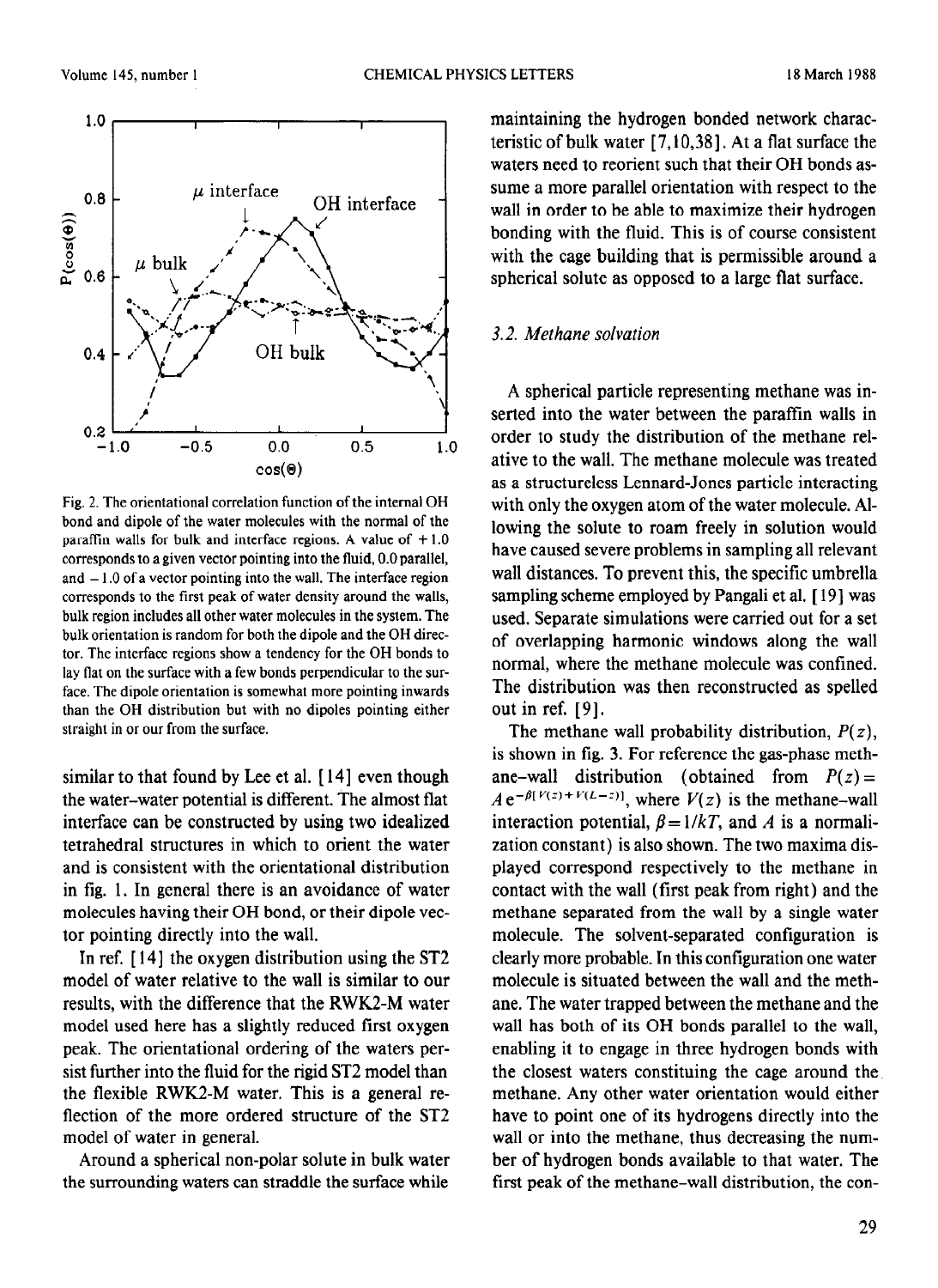Fig. 2. The orientational correlation function of the internal OH bond and dipole of the water molecules with the normal of the paraffin walls for bulk and interface regions. A value of +1.0 corresponds to a given vector pointing into the fluid, 0.0 parallel, and −1.0 of a vector pointing into the wall. The interface region corresponds to the first peak of water density around the walls, bulk region includes all other water molecules in the system. The bulk orientation is random for both the dipole and the OH director. The interface regions show a tendency for the OH bonds to lay flat on the surface with a few bonds perpendicular to the surface. The dipole orientation is somewhat more pointing inwards than the OH distribution but with no dipoles pointing either straight in or our from the surface.

similar to that found by Lee et al. [14] even though the water–water potential is different. The almost flat interface can be constructed by using two idealized tetrahedral structures in which to orient the water and is consistent with the orientational distribution in fig. 1. In general there is an avoidance of water molecules having their OH bond, or their dipole vector pointing directly into the wall.

In ref. [14] the oxygen distribution using the ST2 model of water relative to the wall is similar to our results, with the difference that the RWK2-M water model used here has a slightly reduced first oxygen peak. The orientational ordering of the waters persist further into the fluid for the rigid ST2 model than the flexible RWK2-M water. This is a general reflection of the more ordered structure of the ST2 model of water in general.

Around a spherical non-polar solute in bulk water the surrounding waters can straddle the surface while maintaining the hydrogen bonded network characteristic of bulk water [7,10,38]. At a flat surface the waters need to reorient such that their OH bonds assume a more parallel orientation with respect to the wall in order to be able to maximize their hydrogen bonding with the fluid. This is of course consistent with the cage building that is permissible around a spherical solute as opposed to a large flat surface.

### 3.2. Methane solvation

A spherical particle representing methane was inserted into the water between the paraffin walls in order to study the distribution of the methane relative to the wall. The methane molecule was treated as a structureless Lennard-Jones particle interacting with only the oxygen atom of the water molecule. Allowing the solute to roam freely in solution would have caused severe problems in sampling all relevant wall distances. To prevent this, the specific umbrella sampling scheme employed by Pangali et al. [19] was used. Separate simulations were carried out for a set of overlapping harmonic windows along the wall normal, where the methane molecule was confined. The distribution was then reconstructed as spelled out in ref. [9].

The methane wall probability distribution, $P(z)$, is shown in fig. 3. For reference the gas-phase methane–wall distribution (obtained from $P(z) = A\,e^{-\beta[V(z)+V(L-z)]}$, where $V(z)$ is the methane–wall interaction potential, $\beta = 1/kT$, and $A$ is a normalization constant) is also shown. The two maxima displayed correspond respectively to the methane in contact with the wall (first peak from right) and the methane separated from the wall by a single water molecule. The solvent-separated configuration is clearly more probable. In this configuration one water molecule is situated between the wall and the methane. The water trapped between the methane and the wall has both of its OH bonds parallel to the wall, enabling it to engage in three hydrogen bonds with the closest waters constituing the cage around the methane. Any other water orientation would either have to point one of its hydrogens directly into the wall or into the methane, thus decreasing the number of hydrogen bonds available to that water. The first peak of the methane–wall distribution, the con-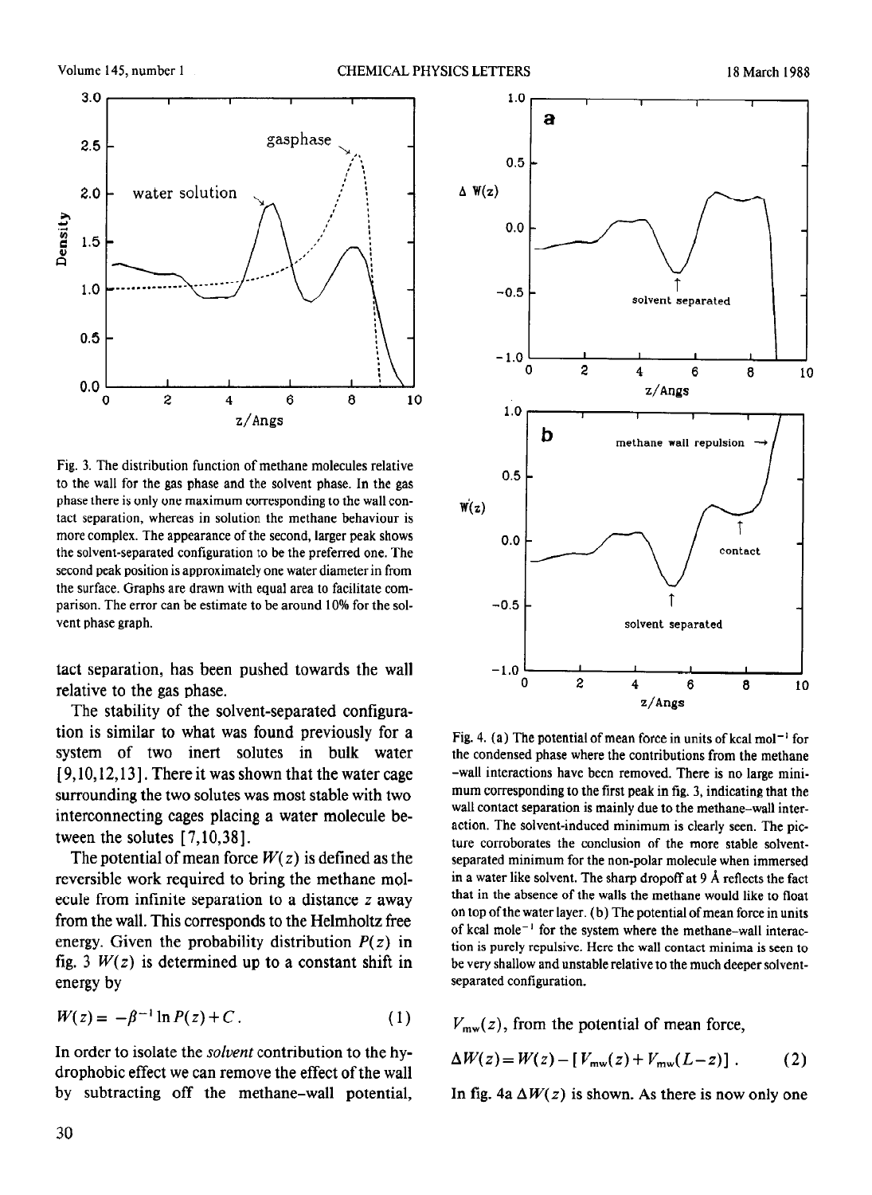Fig. 3. The distribution function of methane molecules relative to the wall for the gas phase and the solvent phase. In the gas phase there is only one maximum corresponding to the wall contact separation, whereas in solution the methane behaviour is more complex. The appearance of the second, larger peak shows the solvent-separated configuration to be the preferred one. The second peak position is approximately one water diameter in from the surface. Graphs are drawn with equal area to facilitate comparison. The error can be estimate to be around 10% for the solvent phase graph.

tact separation, has been pushed towards the wall relative to the gas phase.

The stability of the solvent-separated configuration is similar to what was found previously for a system of two inert solutes in bulk water [9,10,12,13]. There it was shown that the water cage surrounding the two solutes was most stable with two interconnecting cages placing a water molecule between the solutes [7,10,38].

The potential of mean force $W(z)$ is defined as the reversible work required to bring the methane molecule from infinite separation to a distance $z$ away from the wall. This corresponds to the Helmholtz free energy. Given the probability distribution $P(z)$ in fig. 3 $W(z)$ is determined up to a constant shift in energy by

$$W(z) = -\beta^{-1} \ln P(z) + C . \quad (1)$$

In order to isolate the *solvent* contribution to the hydrophobic effect we can remove the effect of the wall by subtracting off the methane–wall potential, $V_{mw}(z)$, from the potential of mean force,

$$\Delta W(z) = W(z) - [V_{mw}(z) + V_{mw}(L-z)] . \quad (2)$$

In fig. 4a $\Delta W(z)$ is shown. As there is now only one

Fig. 4. (a) The potential of mean force in units of kcal mol$^{-1}$ for the condensed phase where the contributions from the methane–wall interactions have been removed. There is no large minimum corresponding to the first peak in fig. 3, indicating that the wall contact separation is mainly due to the methane–wall interaction. The solvent-induced minimum is clearly seen. The picture corroborates the conclusion of the more stable solvent-separated minimum for the non-polar molecule when immersed in a water like solvent. The sharp dropoff at 9 Å reflects the fact that in the absence of the walls the methane would like to float on top of the water layer. (b) The potential of mean force in units of kcal mole$^{-1}$ for the system where the methane–wall interaction is purely repulsive. Here the wall contact minima is seen to be very shallow and unstable relative to the much deeper solvent-separated configuration.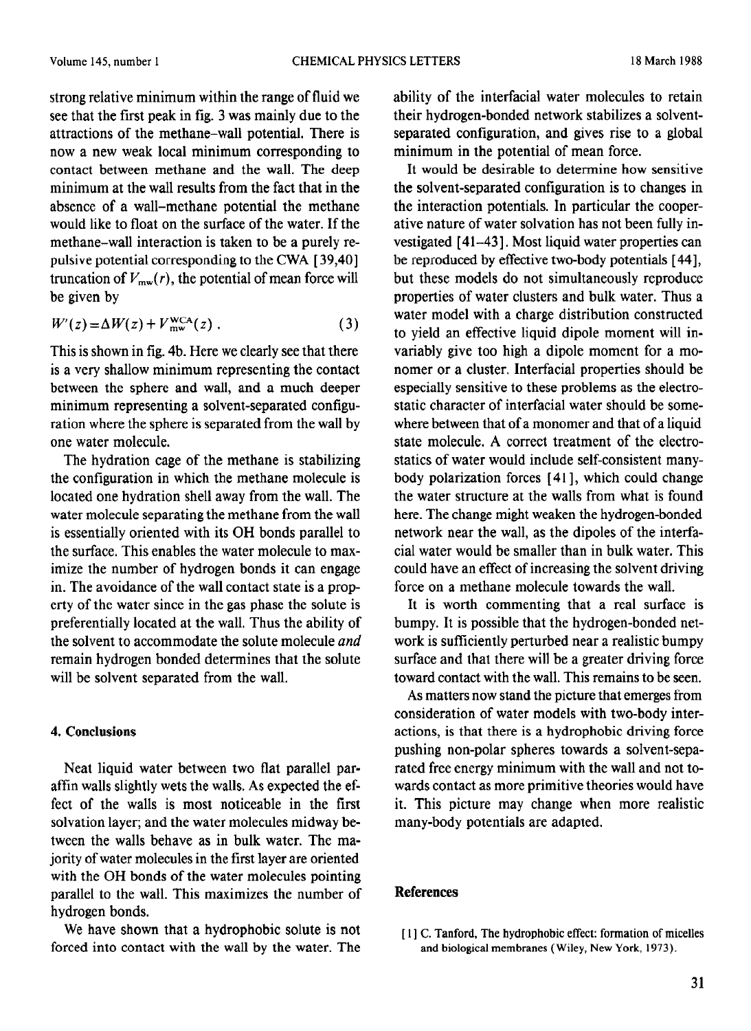strong relative minimum within the range of fluid we see that the first peak in fig. 3 was mainly due to the attractions of the methane–wall potential. There is now a new weak local minimum corresponding to contact between methane and the wall. The deep minimum at the wall results from the fact that in the absence of a wall–methane potential the methane would like to float on the surface of the water. If the methane–wall interaction is taken to be a purely repulsive potential corresponding to the CWA [39,40] truncation of $V_{mw}(r)$, the potential of mean force will be given by

$$W'(z) = \Delta W(z) + V_{mw}^{WCA}(z) . \tag{3}$$

This is shown in fig. 4b. Here we clearly see that there is a very shallow minimum representing the contact between the sphere and wall, and a much deeper minimum representing a solvent-separated configuration where the sphere is separated from the wall by one water molecule.

The hydration cage of the methane is stabilizing the configuration in which the methane molecule is located one hydration shell away from the wall. The water molecule separating the methane from the wall is essentially oriented with its OH bonds parallel to the surface. This enables the water molecule to maximize the number of hydrogen bonds it can engage in. The avoidance of the wall contact state is a property of the water since in the gas phase the solute is preferentially located at the wall. Thus the ability of the solvent to accommodate the solute molecule *and* remain hydrogen bonded determines that the solute will be solvent separated from the wall.

## 4. Conclusions

Neat liquid water between two flat parallel paraffin walls slightly wets the walls. As expected the effect of the walls is most noticeable in the first solvation layer; and the water molecules midway between the walls behave as in bulk water. The majority of water molecules in the first layer are oriented with the OH bonds of the water molecules pointing parallel to the wall. This maximizes the number of hydrogen bonds.

We have shown that a hydrophobic solute is not forced into contact with the wall by the water. The ability of the interfacial water molecules to retain their hydrogen-bonded network stabilizes a solvent-separated configuration, and gives rise to a global minimum in the potential of mean force.

It would be desirable to determine how sensitive the solvent-separated configuration is to changes in the interaction potentials. In particular the cooperative nature of water solvation has not been fully investigated [41–43]. Most liquid water properties can be reproduced by effective two-body potentials [44], but these models do not simultaneously reproduce properties of water clusters and bulk water. Thus a water model with a charge distribution constructed to yield an effective liquid dipole moment will invariably give too high a dipole moment for a monomer or a cluster. Interfacial properties should be especially sensitive to these problems as the electrostatic character of interfacial water should be somewhere between that of a monomer and that of a liquid state molecule. A correct treatment of the electrostatics of water would include self-consistent many-body polarization forces [41], which could change the water structure at the walls from what is found here. The change might weaken the hydrogen-bonded network near the wall, as the dipoles of the interfacial water would be smaller than in bulk water. This could have an effect of increasing the solvent driving force on a methane molecule towards the wall.

It is worth commenting that a real surface is bumpy. It is possible that the hydrogen-bonded network is sufficiently perturbed near a realistic bumpy surface and that there will be a greater driving force toward contact with the wall. This remains to be seen.

As matters now stand the picture that emerges from consideration of water models with two-body interactions, is that there is a hydrophobic driving force pushing non-polar spheres towards a solvent-separated free energy minimum with the wall and not towards contact as more primitive theories would have it. This picture may change when more realistic many-body potentials are adapted.

## References

[1] C. Tanford, The hydrophobic effect: formation of micelles and biological membranes (Wiley, New York, 1973).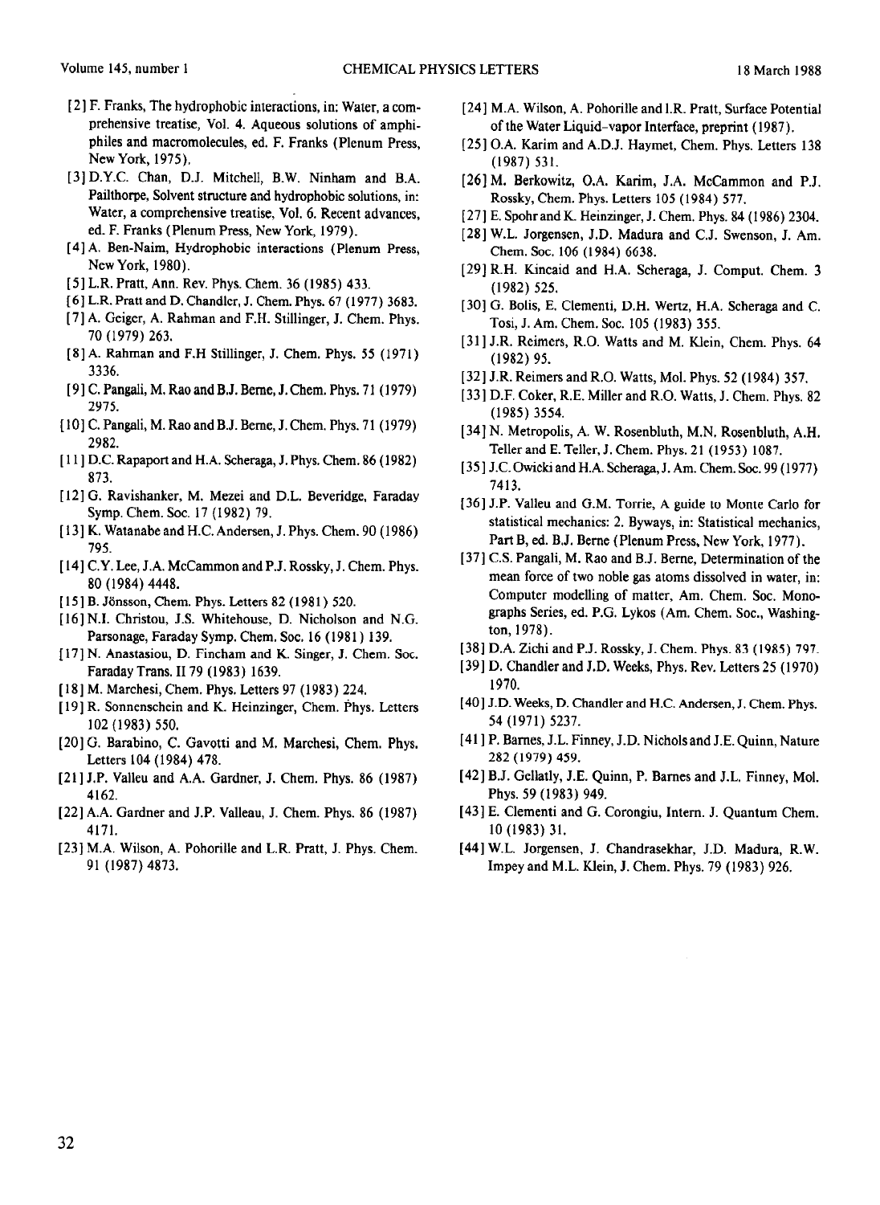[2] F. Franks, The hydrophobic interactions, in: Water, a comprehensive treatise, Vol. 4. Aqueous solutions of amphiphiles and macromolecules, ed. F. Franks (Plenum Press, New York, 1975).

[3] D.Y.C. Chan, D.J. Mitchell, B.W. Ninham and B.A. Pailthorpe, Solvent structure and hydrophobic solutions, in: Water, a comprehensive treatise, Vol. 6. Recent advances, ed. F. Franks (Plenum Press, New York, 1979).

[4] A. Ben-Naim, Hydrophobic interactions (Plenum Press, New York, 1980).

[5] L.R. Pratt, Ann. Rev. Phys. Chem. 36 (1985) 433.

[6] L.R. Pratt and D. Chandler, J. Chem. Phys. 67 (1977) 3683.

[7] A. Geiger, A. Rahman and F.H. Stillinger, J. Chem. Phys. 70 (1979) 263.

[8] A. Rahman and F.H Stillinger, J. Chem. Phys. 55 (1971) 3336.

[9] C. Pangali, M. Rao and B.J. Berne, J. Chem. Phys. 71 (1979) 2975.

[10] C. Pangali, M. Rao and B.J. Berne, J. Chem. Phys. 71 (1979) 2982.

[11] D.C. Rapaport and H.A. Scheraga, J. Phys. Chem. 86 (1982) 873.

[12] G. Ravishanker, M. Mezei and D.L. Beveridge, Faraday Symp. Chem. Soc. 17 (1982) 79.

[13] K. Watanabe and H.C. Andersen, J. Phys. Chem. 90 (1986) 795.

[14] C.Y. Lee, J.A. McCammon and P.J. Rossky, J. Chem. Phys. 80 (1984) 4448.

[15] B. Jönsson, Chem. Phys. Letters 82 (1981) 520.

[16] N.I. Christou, J.S. Whitehouse, D. Nicholson and N.G. Parsonage, Faraday Symp. Chem. Soc. 16 (1981) 139.

[17] N. Anastasiou, D. Fincham and K. Singer, J. Chem. Soc. Faraday Trans. II 79 (1983) 1639.

[18] M. Marchesi, Chem. Phys. Letters 97 (1983) 224.

[19] R. Sonnenschein and K. Heinzinger, Chem. Phys. Letters 102 (1983) 550.

[20] G. Barabino, C. Gavotti and M. Marchesi, Chem. Phys. Letters 104 (1984) 478.

[21] J.P. Valleu and A.A. Gardner, J. Chem. Phys. 86 (1987) 4162.

[22] A.A. Gardner and J.P. Valleau, J. Chem. Phys. 86 (1987) 4171.

[23] M.A. Wilson, A. Pohorille and L.R. Pratt, J. Phys. Chem. 91 (1987) 4873.

[24] M.A. Wilson, A. Pohorille and L.R. Pratt, Surface Potential of the Water Liquid–vapor Interface, preprint (1987).

[25] O.A. Karim and A.D.J. Haymet, Chem. Phys. Letters 138 (1987) 531.

[26] M. Berkowitz, O.A. Karim, J.A. McCammon and P.J. Rossky, Chem. Phys. Letters 105 (1984) 577.

[27] E. Spohr and K. Heinzinger, J. Chem. Phys. 84 (1986) 2304.

[28] W.L. Jorgensen, J.D. Madura and C.J. Swenson, J. Am. Chem. Soc. 106 (1984) 6638.

[29] R.H. Kincaid and H.A. Scheraga, J. Comput. Chem. 3 (1982) 525.

[30] G. Bolis, E. Clementi, D.H. Wertz, H.A. Scheraga and C. Tosi, J. Am. Chem. Soc. 105 (1983) 355.

[31] J.R. Reimers, R.O. Watts and M. Klein, Chem. Phys. 64 (1982) 95.

[32] J.R. Reimers and R.O. Watts, Mol. Phys. 52 (1984) 357.

[33] D.F. Coker, R.E. Miller and R.O. Watts, J. Chem. Phys. 82 (1985) 3554.

[34] N. Metropolis, A. W. Rosenbluth, M.N. Rosenbluth, A.H. Teller and E. Teller, J. Chem. Phys. 21 (1953) 1087.

[35] J.C. Owicki and H.A. Scheraga, J. Am. Chem. Soc. 99 (1977) 7413.

[36] J.P. Valleu and G.M. Torrie, A guide to Monte Carlo for statistical mechanics: 2. Byways, in: Statistical mechanics, Part B, ed. B.J. Berne (Plenum Press, New York, 1977).

[37] C.S. Pangali, M. Rao and B.J. Berne, Determination of the mean force of two noble gas atoms dissolved in water, in: Computer modelling of matter, Am. Chem. Soc. Monographs Series, ed. P.G. Lykos (Am. Chem. Soc., Washington, 1978).

[38] D.A. Zichi and P.J. Rossky, J. Chem. Phys. 83 (1985) 797.

[39] D. Chandler and J.D. Weeks, Phys. Rev. Letters 25 (1970) 1970.

[40] J.D. Weeks, D. Chandler and H.C. Andersen, J. Chem. Phys. 54 (1971) 5237.

[41] P. Barnes, J.L. Finney, J.D. Nichols and J.E. Quinn, Nature 282 (1979) 459.

[42] B.J. Gellatly, J.E. Quinn, P. Barnes and J.L. Finney, Mol. Phys. 59 (1983) 949.

[43] E. Clementi and G. Corongiu, Intern. J. Quantum Chem. 10 (1983) 31.

[44] W.L. Jorgensen, J. Chandrasekhar, J.D. Madura, R.W. Impey and M.L. Klein, J. Chem. Phys. 79 (1983) 926.